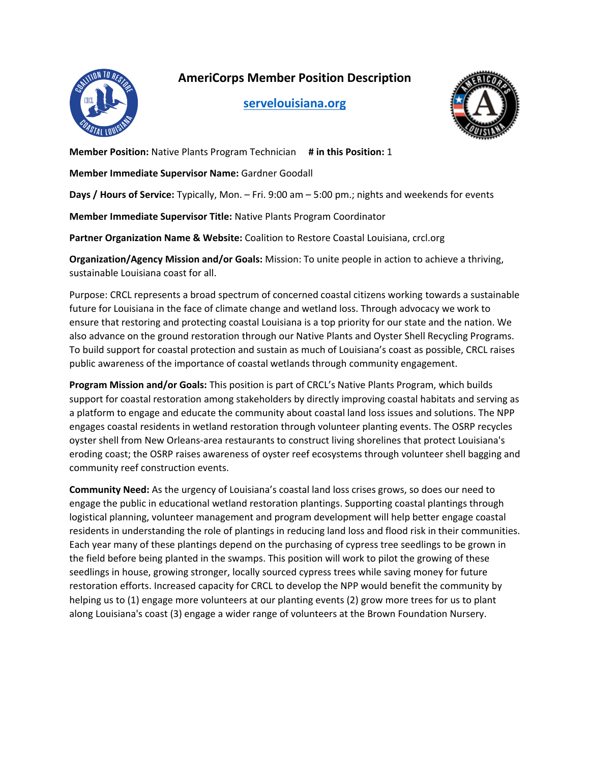# AmeriCorps Member Position Description

**servelouisiana.org**

**Member Position:** Native Plants Program Technician **# in this Position:** 1

**Member Immediate Supervisor Name:** Gardner Goodall

**Days / Hours of Service:** Typically, Mon. – Fri. 9:00 am – 5:00 pm.; nights and weekends for events

**Member Immediate Supervisor Title:** Native Plants Program Coordinator

**Partner Organization Name & Website:** Coalition to Restore Coastal Louisiana, crcl.org

**Organization/Agency Mission and/or Goals:** Mission: To unite people in action to achieve a thriving, sustainable Louisiana coast for all.

Purpose: CRCL represents a broad spectrum of concerned coastal citizens working towards a sustainable future for Louisiana in the face of climate change and wetland loss. Through advocacy we work to ensure that restoring and protecting coastal Louisiana is a top priority for our state and the nation. We also advance on the ground restoration through our Native Plants and Oyster Shell Recycling Programs. To build support for coastal protection and sustain as much of Louisiana's coast as possible, CRCL raises public awareness of the importance of coastal wetlands through community engagement.

**Program Mission and/or Goals:** This position is part of CRCL's Native Plants Program, which builds support for coastal restoration among stakeholders by directly improving coastal habitats and serving as a platform to engage and educate the community about coastal land loss issues and solutions. The NPP engages coastal residents in wetland restoration through volunteer planting events. The OSRP recycles oyster shell from New Orleans-area restaurants to construct living shorelines that protect Louisiana's eroding coast; the OSRP raises awareness of oyster reef ecosystems through volunteer shell bagging and community reef construction events.

**Community Need:** As the urgency of Louisiana's coastal land loss crises grows, so does our need to engage the public in educational wetland restoration plantings. Supporting coastal plantings through logistical planning, volunteer management and program development will help better engage coastal residents in understanding the role of plantings in reducing land loss and flood risk in their communities. Each year many of these plantings depend on the purchasing of cypress tree seedlings to be grown in the field before being planted in the swamps. This position will work to pilot the growing of these seedlings in house, growing stronger, locally sourced cypress trees while saving money for future restoration efforts. Increased capacity for CRCL to develop the NPP would benefit the community by helping us to (1) engage more volunteers at our planting events (2) grow more trees for us to plant along Louisiana's coast (3) engage a wider range of volunteers at the Brown Foundation Nursery.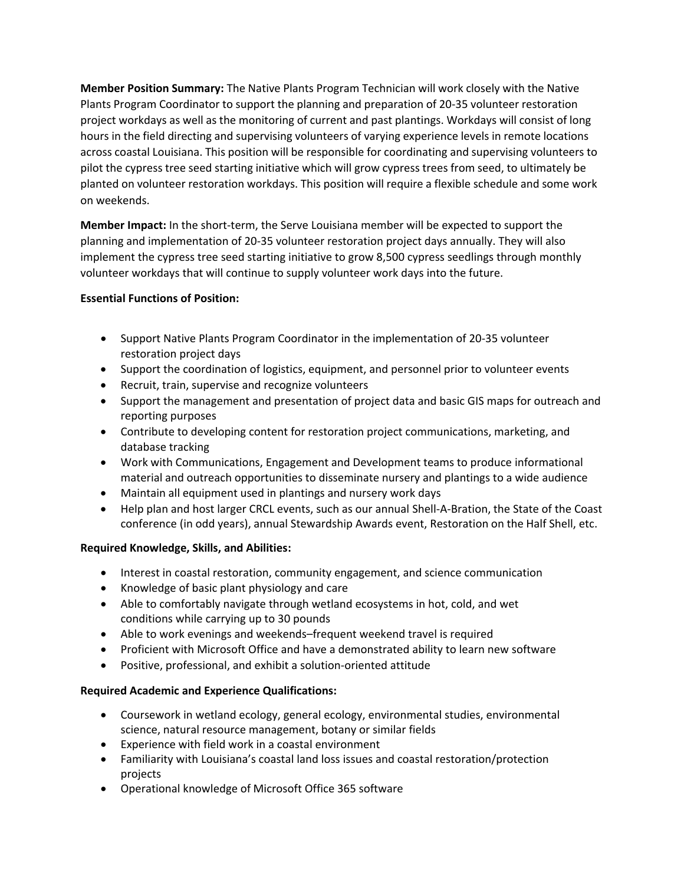**Member Position Summary:** The Native Plants Program Technician will work closely with the Native Plants Program Coordinator to support the planning and preparation of 20-35 volunteer restoration project workdays as well as the monitoring of current and past plantings. Workdays will consist of long hours in the field directing and supervising volunteers of varying experience levels in remote locations across coastal Louisiana. This position will be responsible for coordinating and supervising volunteers to pilot the cypress tree seed starting initiative which will grow cypress trees from seed, to ultimately be planted on volunteer restoration workdays. This position will require a flexible schedule and some work on weekends.

**Member Impact:** In the short-term, the Serve Louisiana member will be expected to support the planning and implementation of 20-35 volunteer restoration project days annually. They will also implement the cypress tree seed starting initiative to grow 8,500 cypress seedlings through monthly volunteer workdays that will continue to supply volunteer work days into the future.

**Essential Functions of Position:**

- Support Native Plants Program Coordinator in the implementation of 20-35 volunteer restoration project days
- Support the coordination of logistics, equipment, and personnel prior to volunteer events
- Recruit, train, supervise and recognize volunteers
- Support the management and presentation of project data and basic GIS maps for outreach and reporting purposes
- Contribute to developing content for restoration project communications, marketing, and database tracking
- Work with Communications, Engagement and Development teams to produce informational material and outreach opportunities to disseminate nursery and plantings to a wide audience
- Maintain all equipment used in plantings and nursery work days
- Help plan and host larger CRCL events, such as our annual Shell-A-Bration, the State of the Coast conference (in odd years), annual Stewardship Awards event, Restoration on the Half Shell, etc.

**Required Knowledge, Skills, and Abilities:**

- Interest in coastal restoration, community engagement, and science communication
- Knowledge of basic plant physiology and care
- Able to comfortably navigate through wetland ecosystems in hot, cold, and wet conditions while carrying up to 30 pounds
- Able to work evenings and weekends–frequent weekend travel is required
- Proficient with Microsoft Office and have a demonstrated ability to learn new software
- Positive, professional, and exhibit a solution-oriented attitude

**Required Academic and Experience Qualifications:**

- Coursework in wetland ecology, general ecology, environmental studies, environmental science, natural resource management, botany or similar fields
- Experience with field work in a coastal environment
- Familiarity with Louisiana's coastal land loss issues and coastal restoration/protection projects
- Operational knowledge of Microsoft Office 365 software